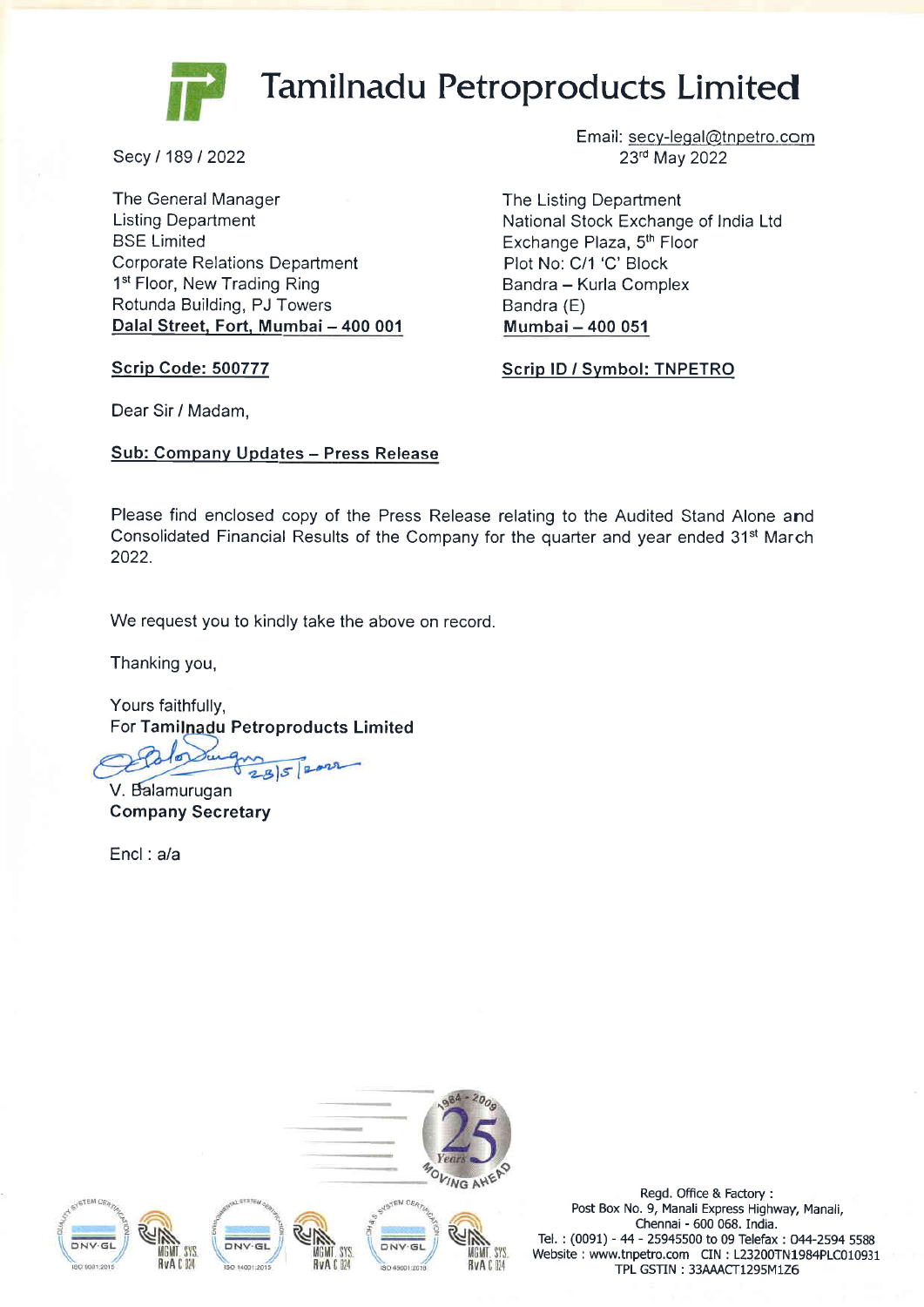# Tamilnadu Petroproducts Limited

Secy / 189 / 2022

Email: secy-legal@tnpetro.com
23rd May 2022

The General Manager
Listing Department
BSE Limited
Corporate Relations Department
1st Floor, New Trading Ring
Rotunda Building, PJ Towers
**Dalal Street, Fort, Mumbai – 400 001**

**Scrip Code: 500777**

The Listing Department
National Stock Exchange of India Ltd
Exchange Plaza, 5th Floor
Plot No: C/1 'C' Block
Bandra – Kurla Complex
Bandra (E)
**Mumbai – 400 051**

**Scrip ID / Symbol: TNPETRO**

Dear Sir / Madam,

**Sub: Company Updates – Press Release**

Please find enclosed copy of the Press Release relating to the Audited Stand Alone and Consolidated Financial Results of the Company for the quarter and year ended 31st March 2022.

We request you to kindly take the above on record.

Thanking you,

Yours faithfully,
For **Tamilnadu Petroproducts Limited**

23/5/2022

V. Balamurugan
**Company Secretary**

Encl : a/a

Regd. Office & Factory :
Post Box No. 9, Manali Express Highway, Manali,
Chennai - 600 068. India.
Tel. : (0091) - 44 - 25945500 to 09 Telefax : 044-2594 5588
Website : www.tnpetro.com CIN : L23200TN1984PLC010931
TPL GSTIN : 33AAACT1295M1Z6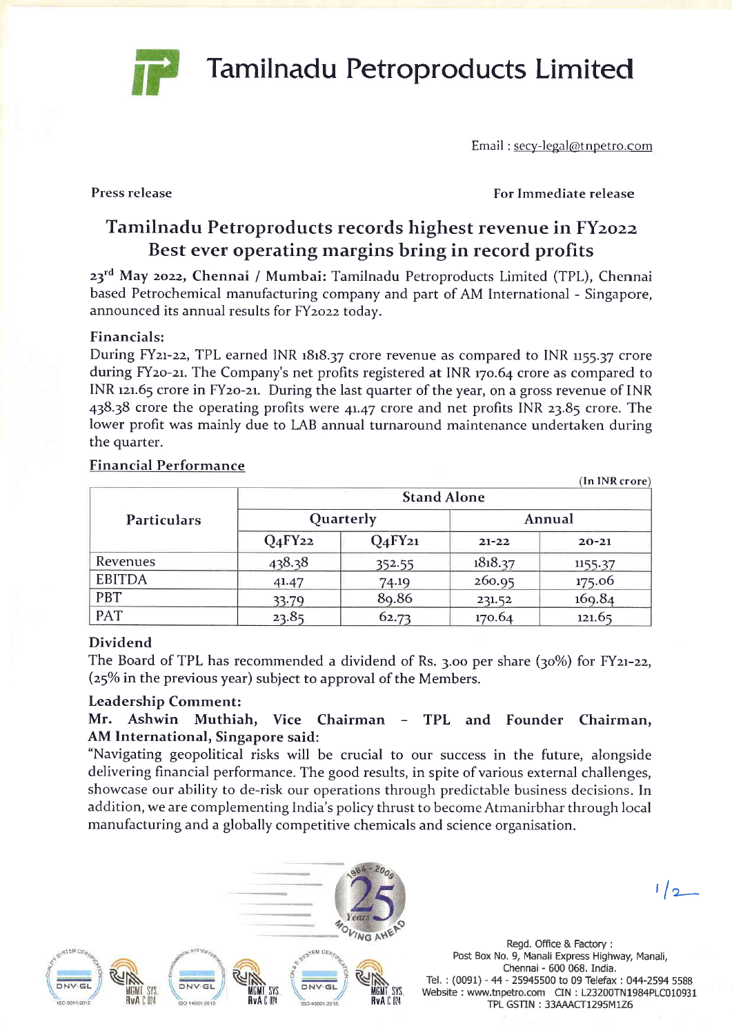# Tamilnadu Petroproducts Limited

Email : secy-legal@tnpetro.com

**Press release** **For Immediate release**

## Tamilnadu Petroproducts records highest revenue in FY2022
## Best ever operating margins bring in record profits

**23rd May 2022, Chennai / Mumbai:** Tamilnadu Petroproducts Limited (TPL), Chennai based Petrochemical manufacturing company and part of AM International - Singapore, announced its annual results for FY2022 today.

### Financials:

During FY21-22, TPL earned INR 1818.37 crore revenue as compared to INR 1155.37 crore during FY20-21. The Company's net profits registered at INR 170.64 crore as compared to INR 121.65 crore in FY20-21. During the last quarter of the year, on a gross revenue of INR 438.38 crore the operating profits were 41.47 crore and net profits INR 23.85 crore. The lower profit was mainly due to LAB annual turnaround maintenance undertaken during the quarter.

### Financial Performance

(In INR crore)

| Particulars | Stand Alone | | | |
|---|---|---|---|---|
| | Quarterly | | Annual | |
| | Q4FY22 | Q4FY21 | 21-22 | 20-21 |
| Revenues | 438.38 | 352.55 | 1818.37 | 1155.37 |
| EBITDA | 41.47 | 74.19 | 260.95 | 175.06 |
| PBT | 33.79 | 89.86 | 231.52 | 169.84 |
| PAT | 23.85 | 62.73 | 170.64 | 121.65 |

### Dividend

The Board of TPL has recommended a dividend of Rs. 3.00 per share (30%) for FY21-22, (25% in the previous year) subject to approval of the Members.

### Leadership Comment:

**Mr. Ashwin Muthiah, Vice Chairman – TPL and Founder Chairman, AM International, Singapore said:**

"Navigating geopolitical risks will be crucial to our success in the future, alongside delivering financial performance. The good results, in spite of various external challenges, showcase our ability to de-risk our operations through predictable business decisions. In addition, we are complementing India's policy thrust to become Atmanirbhar through local manufacturing and a globally competitive chemicals and science organisation.

Regd. Office & Factory :
Post Box No. 9, Manali Express Highway, Manali,
Chennai - 600 068. India.
Tel. : (0091) - 44 - 25945500 to 09 Telefax : 044-2594 5588
Website : www.tnpetro.com CIN : L23200TN1984PLC010931
TPL GSTIN : 33AAACT1295M1Z6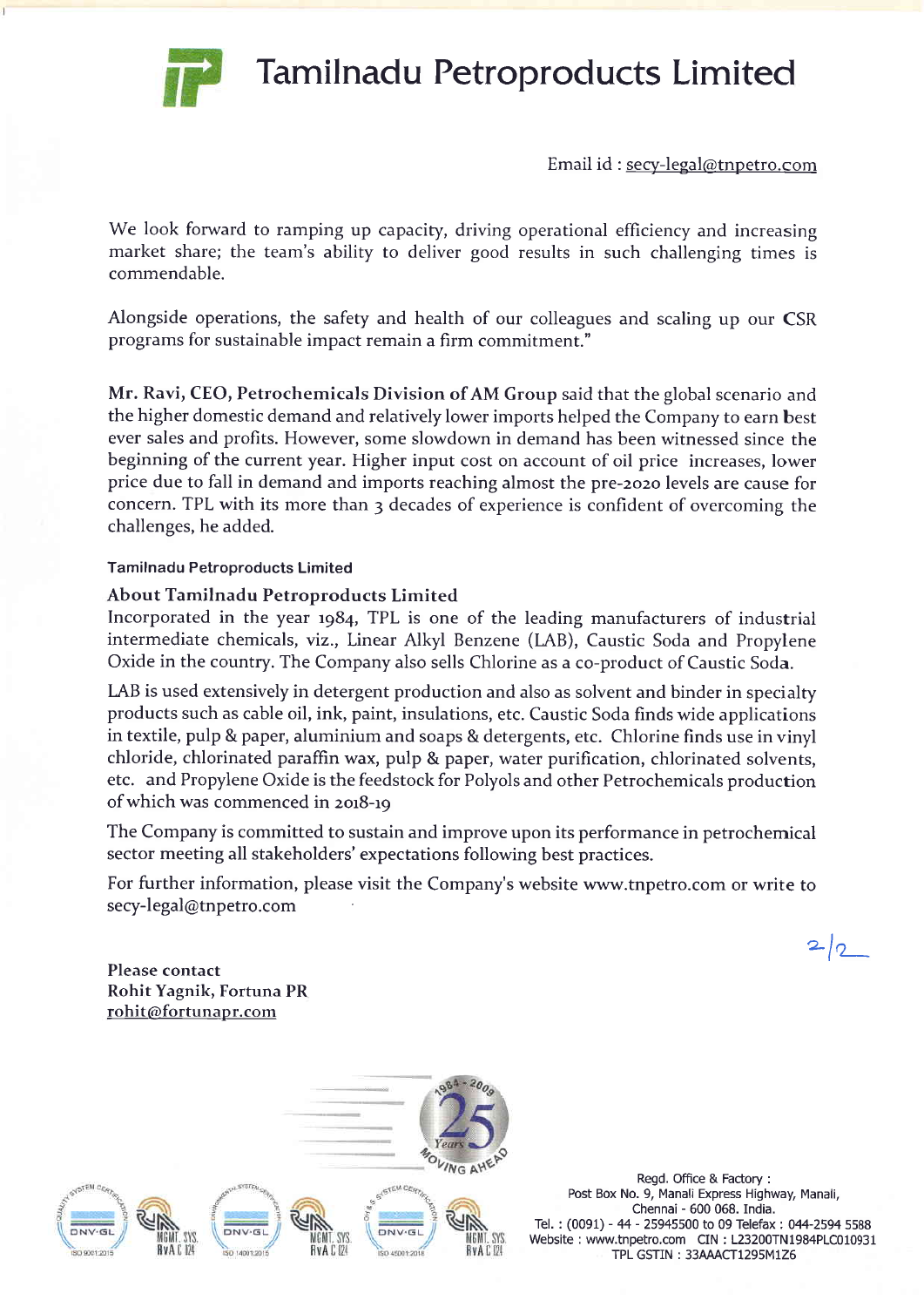# Tamilnadu Petroproducts Limited

Email id : secy-legal@tnpetro.com

We look forward to ramping up capacity, driving operational efficiency and increasing market share; the team's ability to deliver good results in such challenging times is commendable.

Alongside operations, the safety and health of our colleagues and scaling up our CSR programs for sustainable impact remain a firm commitment."

**Mr. Ravi, CEO, Petrochemicals Division of AM Group** said that the global scenario and the higher domestic demand and relatively lower imports helped the Company to earn best ever sales and profits. However, some slowdown in demand has been witnessed since the beginning of the current year. Higher input cost on account of oil price increases, lower price due to fall in demand and imports reaching almost the pre-2020 levels are cause for concern. TPL with its more than 3 decades of experience is confident of overcoming the challenges, he added.

**Tamilnadu Petroproducts Limited**

**About Tamilnadu Petroproducts Limited**

Incorporated in the year 1984, TPL is one of the leading manufacturers of industrial intermediate chemicals, viz., Linear Alkyl Benzene (LAB), Caustic Soda and Propylene Oxide in the country. The Company also sells Chlorine as a co-product of Caustic Soda.

LAB is used extensively in detergent production and also as solvent and binder in specialty products such as cable oil, ink, paint, insulations, etc. Caustic Soda finds wide applications in textile, pulp & paper, aluminium and soaps & detergents, etc. Chlorine finds use in vinyl chloride, chlorinated paraffin wax, pulp & paper, water purification, chlorinated solvents, etc. and Propylene Oxide is the feedstock for Polyols and other Petrochemicals production of which was commenced in 2018-19

The Company is committed to sustain and improve upon its performance in petrochemical sector meeting all stakeholders' expectations following best practices.

For further information, please visit the Company's website www.tnpetro.com or write to secy-legal@tnpetro.com

**Please contact**
**Rohit Yagnik, Fortuna PR**
**rohit@fortunapr.com**

Regd. Office & Factory :
Post Box No. 9, Manali Express Highway, Manali,
Chennai - 600 068. India.
Tel. : (0091) - 44 - 25945500 to 09 Telefax : 044-2594 5588
Website : www.tnpetro.com CIN : L23200TN1984PLC010931
TPL GSTIN : 33AAACT1295M1Z6